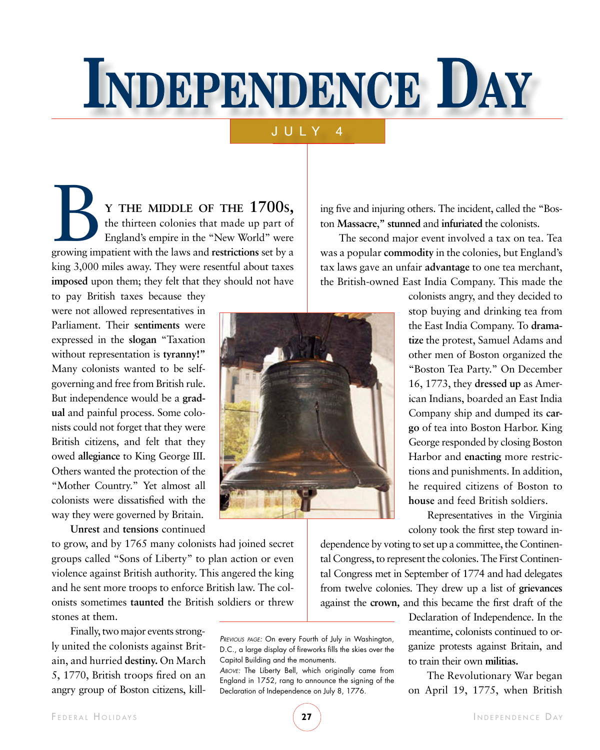# Independence Day

## July 4

**BY THE MIDDLE OF THE 1700S,** the thirteen colonies that made up part of England's empire in the "New World" were growing impatient with the laws and **restrictions** set by a king 3,000 miles away. They were resentful about taxes **imposed** upon them; they felt that they should not have to pay British taxes because they were not allowed representatives in Parliament. Their **sentiments** were expressed in the **slogan** "Taxation without representation is **tyranny!"** Many colonists wanted to be self-governing and free from British rule. But independence would be a **gradual** and painful process. Some colonists could not forget that they were British citizens, and felt that they owed **allegiance** to King George III. Others wanted the protection of the "Mother Country." Yet almost all colonists were dissatisfied with the way they were governed by Britain.

**Unrest** and **tensions** continued to grow, and by 1765 many colonists had joined secret groups called "Sons of Liberty" to plan action or even violence against British authority. This angered the king and he sent more troops to enforce British law. The colonists sometimes **taunted** the British soldiers or threw stones at them.

Finally, two major events strongly united the colonists against Britain, and hurried **destiny.** On March 5, 1770, British troops fired on an angry group of Boston citizens, killing five and injuring others. The incident, called the "Boston **Massacre**," **stunned** and **infuriated** the colonists.

The second major event involved a tax on tea. Tea was a popular **commodity** in the colonies, but England's tax laws gave an unfair **advantage** to one tea merchant, the British-owned East India Company. This made the colonists angry, and they decided to stop buying and drinking tea from the East India Company. To **dramatize** the protest, Samuel Adams and other men of Boston organized the "Boston Tea Party." On December 16, 1773, they **dressed up** as American Indians, boarded an East India Company ship and dumped its **cargo** of tea into Boston Harbor. King George responded by closing Boston Harbor and **enacting** more restrictions and punishments. In addition, he required citizens of Boston to **house** and feed British soldiers.

Representatives in the Virginia colony took the first step toward independence by voting to set up a committee, the Continental Congress, to represent the colonies. The First Continental Congress met in September of 1774 and had delegates from twelve colonies. They drew up a list of **grievances** against the **crown,** and this became the first draft of the Declaration of Independence. In the meantime, colonists continued to organize protests against Britain, and to train their own **militias.**

The Revolutionary War began on April 19, 1775, when British

*PREVIOUS PAGE:* On every Fourth of July in Washington, D.C., a large display of fireworks fills the skies over the Capitol Building and the monuments.
*ABOVE:* The Liberty Bell, which originally came from England in 1752, rang to announce the signing of the Declaration of Independence on July 8, 1776.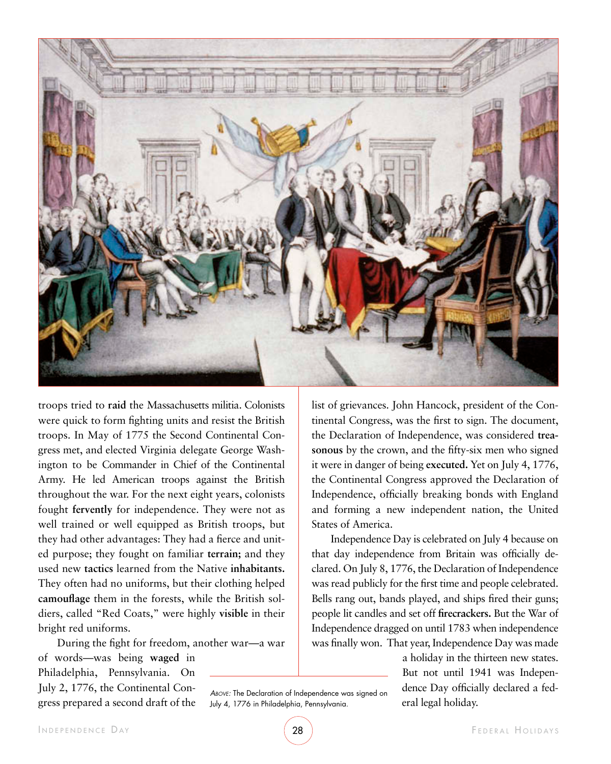troops tried to **raid** the Massachusetts militia. Colonists were quick to form fighting units and resist the British troops. In May of 1775 the Second Continental Congress met, and elected Virginia delegate George Washington to be Commander in Chief of the Continental Army. He led American troops against the British throughout the war. For the next eight years, colonists fought **fervently** for independence. They were not as well trained or well equipped as British troops, but they had other advantages: They had a fierce and united purpose; they fought on familiar **terrain;** and they used new **tactics** learned from the Native **inhabitants.** They often had no uniforms, but their clothing helped **camouflage** them in the forests, while the British soldiers, called "Red Coats," were highly **visible** in their bright red uniforms.

During the fight for freedom, another war—a war of words—was being **waged** in Philadelphia, Pennsylvania. On July 2, 1776, the Continental Congress prepared a second draft of the list of grievances. John Hancock, president of the Continental Congress, was the first to sign. The document, the Declaration of Independence, was considered **treasonous** by the crown, and the fifty-six men who signed it were in danger of being **executed.** Yet on July 4, 1776, the Continental Congress approved the Declaration of Independence, officially breaking bonds with England and forming a new independent nation, the United States of America.

Independence Day is celebrated on July 4 because on that day independence from Britain was officially declared. On July 8, 1776, the Declaration of Independence was read publicly for the first time and people celebrated. Bells rang out, bands played, and ships fired their guns; people lit candles and set off **firecrackers.** But the War of Independence dragged on until 1783 when independence was finally won. That year, Independence Day was made a holiday in the thirteen new states. But not until 1941 was Independence Day officially declared a federal legal holiday.

*Above:* The Declaration of Independence was signed on July 4, 1776 in Philadelphia, Pennsylvania.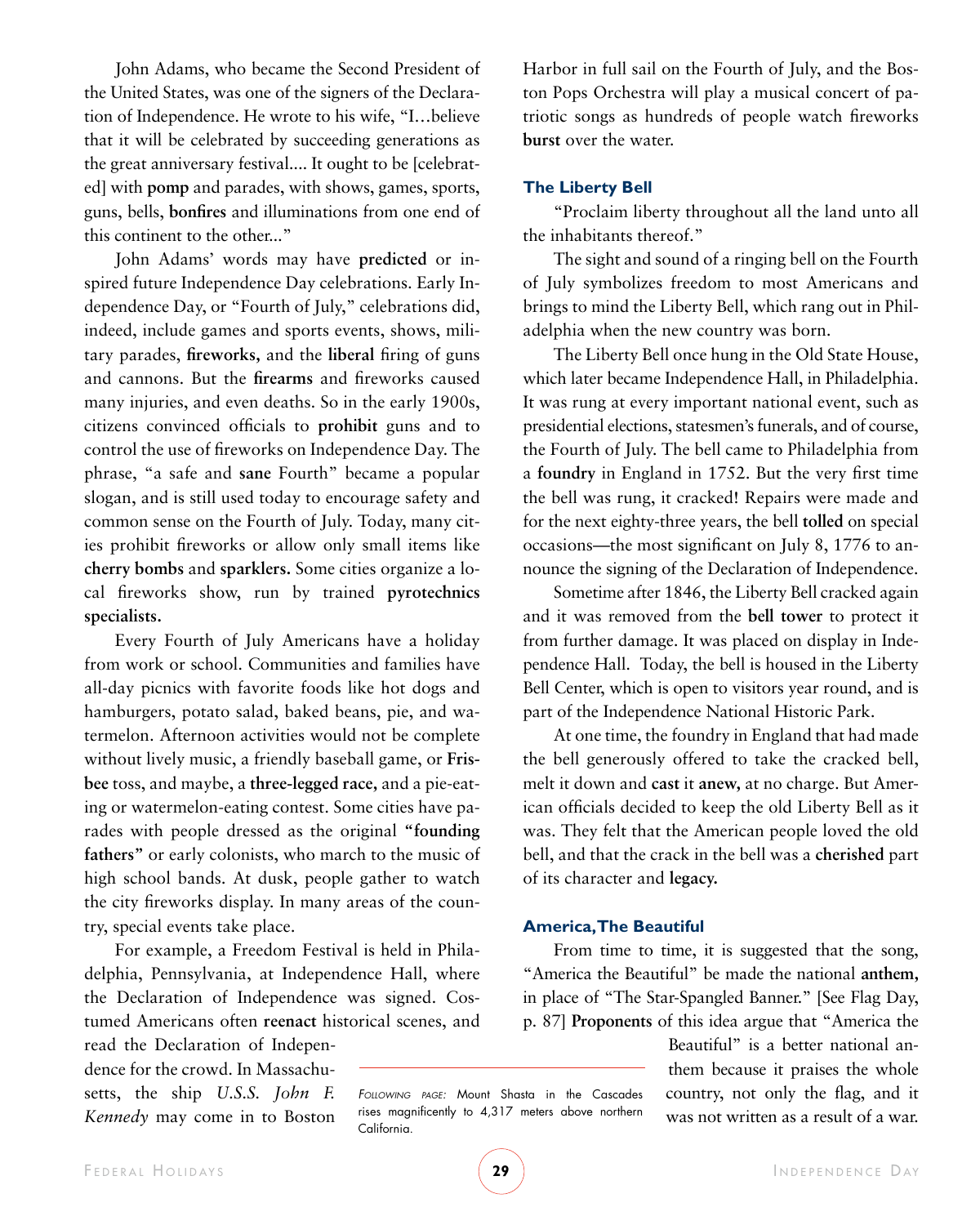John Adams, who became the Second President of the United States, was one of the signers of the Declaration of Independence. He wrote to his wife, "I…believe that it will be celebrated by succeeding generations as the great anniversary festival.... It ought to be [celebrated] with **pomp** and parades, with shows, games, sports, guns, bells, **bonfires** and illuminations from one end of this continent to the other..."

John Adams' words may have **predicted** or inspired future Independence Day celebrations. Early Independence Day, or "Fourth of July," celebrations did, indeed, include games and sports events, shows, military parades, **fireworks,** and the **liberal** firing of guns and cannons. But the **firearms** and fireworks caused many injuries, and even deaths. So in the early 1900s, citizens convinced officials to **prohibit** guns and to control the use of fireworks on Independence Day. The phrase, "a safe and **sane** Fourth" became a popular slogan, and is still used today to encourage safety and common sense on the Fourth of July. Today, many cities prohibit fireworks or allow only small items like **cherry bombs** and **sparklers.** Some cities organize a local fireworks show, run by trained **pyrotechnics specialists.**

Every Fourth of July Americans have a holiday from work or school. Communities and families have all-day picnics with favorite foods like hot dogs and hamburgers, potato salad, baked beans, pie, and watermelon. Afternoon activities would not be complete without lively music, a friendly baseball game, or **Frisbee** toss, and maybe, a **three-legged race,** and a pie-eating or watermelon-eating contest. Some cities have parades with people dressed as the original **"founding fathers"** or early colonists, who march to the music of high school bands. At dusk, people gather to watch the city fireworks display. In many areas of the country, special events take place.

For example, a Freedom Festival is held in Philadelphia, Pennsylvania, at Independence Hall, where the Declaration of Independence was signed. Costumed Americans often **reenact** historical scenes, and read the Declaration of Independence for the crowd. In Massachusetts, the ship *U.S.S. John F. Kennedy* may come in to Boston Harbor in full sail on the Fourth of July, and the Boston Pops Orchestra will play a musical concert of patriotic songs as hundreds of people watch fireworks **burst** over the water.

### The Liberty Bell

"Proclaim liberty throughout all the land unto all the inhabitants thereof."

The sight and sound of a ringing bell on the Fourth of July symbolizes freedom to most Americans and brings to mind the Liberty Bell, which rang out in Philadelphia when the new country was born.

The Liberty Bell once hung in the Old State House, which later became Independence Hall, in Philadelphia. It was rung at every important national event, such as presidential elections, statesmen's funerals, and of course, the Fourth of July. The bell came to Philadelphia from a **foundry** in England in 1752. But the very first time the bell was rung, it cracked! Repairs were made and for the next eighty-three years, the bell **tolled** on special occasions—the most significant on July 8, 1776 to announce the signing of the Declaration of Independence.

Sometime after 1846, the Liberty Bell cracked again and it was removed from the **bell tower** to protect it from further damage. It was placed on display in Independence Hall. Today, the bell is housed in the Liberty Bell Center, which is open to visitors year round, and is part of the Independence National Historic Park.

At one time, the foundry in England that had made the bell generously offered to take the cracked bell, melt it down and **cast** it **anew,** at no charge. But American officials decided to keep the old Liberty Bell as it was. They felt that the American people loved the old bell, and that the crack in the bell was a **cherished** part of its character and **legacy.**

### America, The Beautiful

From time to time, it is suggested that the song, "America the Beautiful" be made the national **anthem,** in place of "The Star-Spangled Banner." [See Flag Day, p. 87] **Proponents** of this idea argue that "America the Beautiful" is a better national anthem because it praises the whole country, not only the flag, and it was not written as a result of a war.

*FOLLOWING PAGE:* Mount Shasta in the Cascades rises magnificently to 4,317 meters above northern California.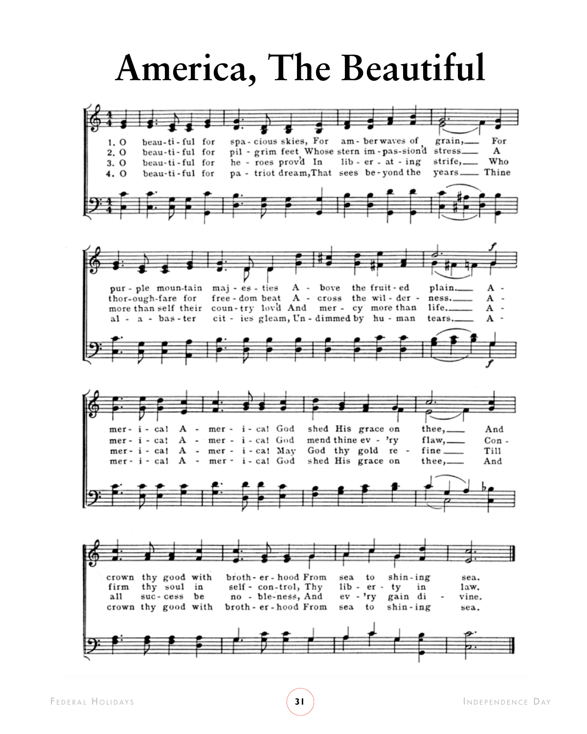# America, The Beautiful

1. O beautiful for spacious skies, For amber waves of grain, For purple mountain majesties Above the fruited plain. America! America! God shed His grace on thee, And crown thy good with brotherhood From sea to shining sea.

2. O beautiful for pilgrim feet Whose stern impassion'd stress A thoroughfare for freedom beat Across the wilderness. America! America! God mend thine ev'ry flaw, Confirm thy soul in self-control, Thy liberty in law.

3. O beautiful for heroes prov'd In liberating strife, Who more than self their country lov'd And mercy more than life. America! America! May God thy gold refine Till all success be nobleness, And ev'ry gain divine.

4. O beautiful for patriot dream, That sees beyond the years Thine alabaster cities gleam, Undimmed by human tears. America! America! God shed His grace on thee, And crown thy good with brotherhood From sea to shining sea.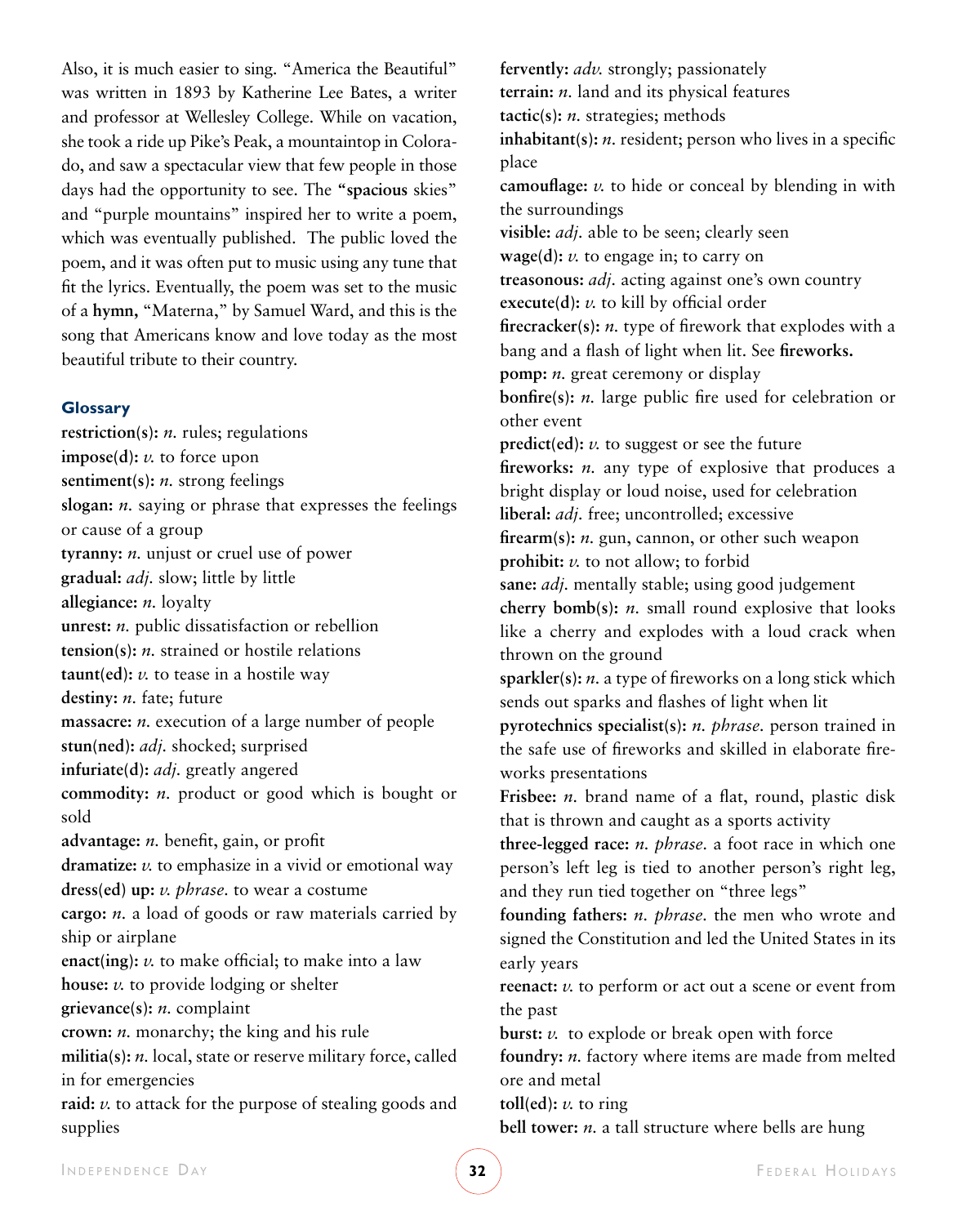Also, it is much easier to sing. "America the Beautiful" was written in 1893 by Katherine Lee Bates, a writer and professor at Wellesley College. While on vacation, she took a ride up Pike's Peak, a mountaintop in Colorado, and saw a spectacular view that few people in those days had the opportunity to see. The **"spacious** skies" and "purple mountains" inspired her to write a poem, which was eventually published. The public loved the poem, and it was often put to music using any tune that fit the lyrics. Eventually, the poem was set to the music of a **hymn,** "Materna," by Samuel Ward, and this is the song that Americans know and love today as the most beautiful tribute to their country.

### Glossary

**restriction(s):** *n.* rules; regulations
**impose(d):** *v.* to force upon
**sentiment(s):** *n.* strong feelings
**slogan:** *n.* saying or phrase that expresses the feelings or cause of a group
**tyranny:** *n.* unjust or cruel use of power
**gradual:** *adj.* slow; little by little
**allegiance:** *n.* loyalty
**unrest:** *n.* public dissatisfaction or rebellion
**tension(s):** *n.* strained or hostile relations
**taunt(ed):** *v.* to tease in a hostile way
**destiny:** *n.* fate; future
**massacre:** *n.* execution of a large number of people
**stun(ned):** *adj.* shocked; surprised
**infuriate(d):** *adj.* greatly angered
**commodity:** *n.* product or good which is bought or sold
**advantage:** *n.* benefit, gain, or profit
**dramatize:** *v.* to emphasize in a vivid or emotional way
**dress(ed) up:** *v. phrase.* to wear a costume
**cargo:** *n.* a load of goods or raw materials carried by ship or airplane
**enact(ing):** *v.* to make official; to make into a law
**house:** *v.* to provide lodging or shelter
**grievance(s):** *n.* complaint
**crown:** *n.* monarchy; the king and his rule
**militia(s):** *n.* local, state or reserve military force, called in for emergencies
**raid:** *v.* to attack for the purpose of stealing goods and supplies
**fervently:** *adv.* strongly; passionately
**terrain:** *n.* land and its physical features
**tactic(s):** *n.* strategies; methods
**inhabitant(s):** *n.* resident; person who lives in a specific place
**camouflage:** *v.* to hide or conceal by blending in with the surroundings
**visible:** *adj.* able to be seen; clearly seen
**wage(d):** *v.* to engage in; to carry on
**treasonous:** *adj.* acting against one's own country
**execute(d):** *v.* to kill by official order
**firecracker(s):** *n.* type of firework that explodes with a bang and a flash of light when lit. See **fireworks.**
**pomp:** *n.* great ceremony or display
**bonfire(s):** *n.* large public fire used for celebration or other event
**predict(ed):** *v.* to suggest or see the future
**fireworks:** *n.* any type of explosive that produces a bright display or loud noise, used for celebration
**liberal:** *adj.* free; uncontrolled; excessive
**firearm(s):** *n.* gun, cannon, or other such weapon
**prohibit:** *v.* to not allow; to forbid
**sane:** *adj.* mentally stable; using good judgement
**cherry bomb(s):** *n.* small round explosive that looks like a cherry and explodes with a loud crack when thrown on the ground
**sparkler(s):** *n.* a type of fireworks on a long stick which sends out sparks and flashes of light when lit
**pyrotechnics specialist(s):** *n. phrase.* person trained in the safe use of fireworks and skilled in elaborate fireworks presentations
**Frisbee:** *n.* brand name of a flat, round, plastic disk that is thrown and caught as a sports activity
**three-legged race:** *n. phrase.* a foot race in which one person's left leg is tied to another person's right leg, and they run tied together on "three legs"
**founding fathers:** *n. phrase.* the men who wrote and signed the Constitution and led the United States in its early years
**reenact:** *v.* to perform or act out a scene or event from the past
**burst:** *v.* to explode or break open with force
**foundry:** *n.* factory where items are made from melted ore and metal
**toll(ed):** *v.* to ring
**bell tower:** *n.* a tall structure where bells are hung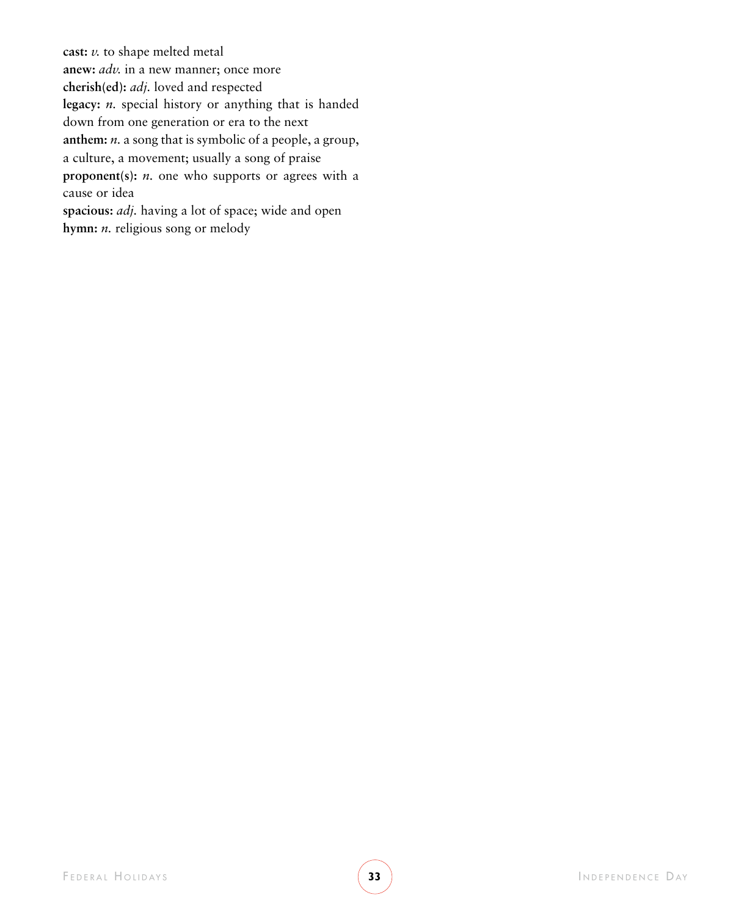**cast:** *v.* to shape melted metal
**anew:** *adv.* in a new manner; once more
**cherish(ed):** *adj.* loved and respected
**legacy:** *n.* special history or anything that is handed down from one generation or era to the next
**anthem:** *n.* a song that is symbolic of a people, a group, a culture, a movement; usually a song of praise
**proponent(s):** *n.* one who supports or agrees with a cause or idea
**spacious:** *adj.* having a lot of space; wide and open
**hymn:** *n.* religious song or melody